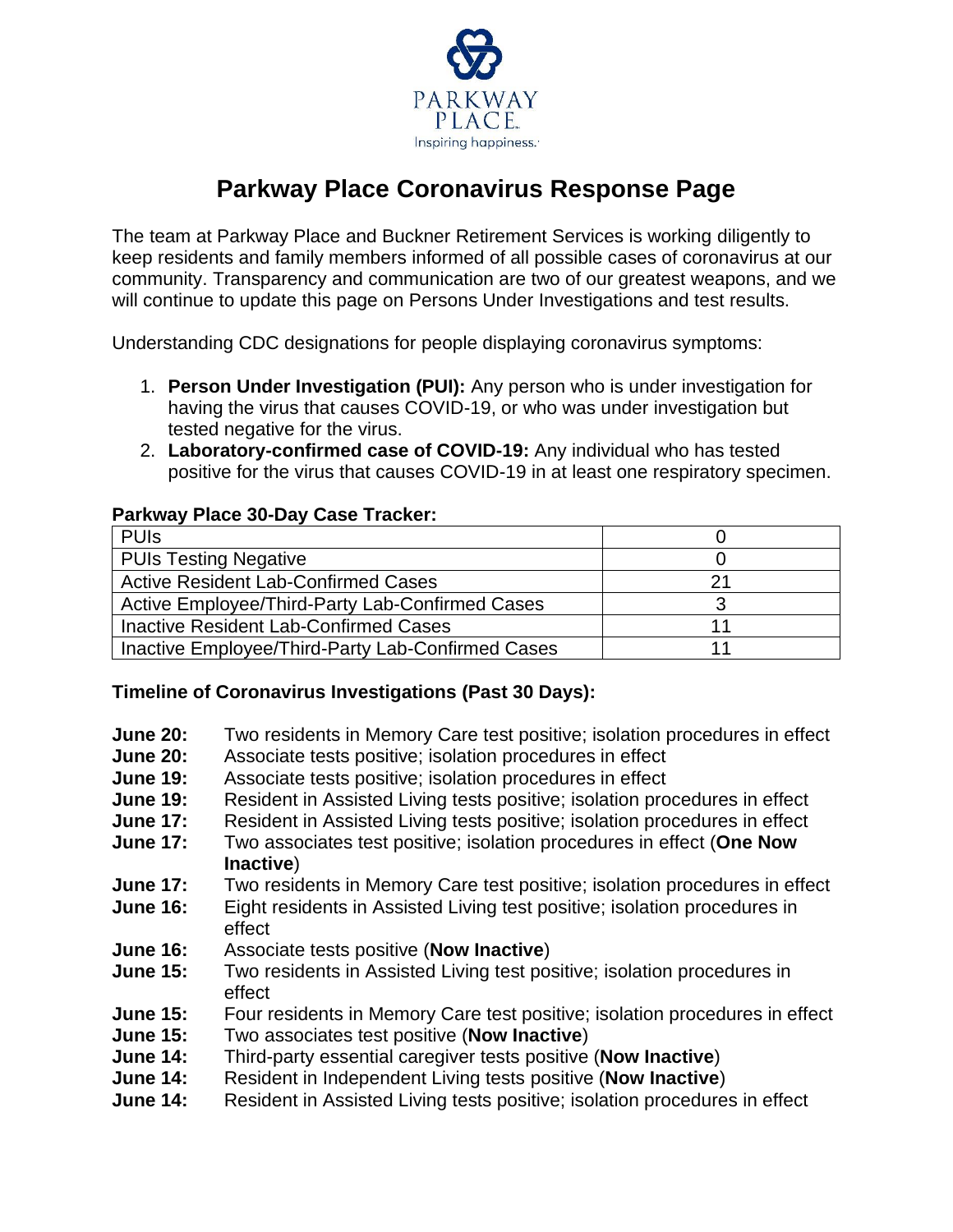PARKWAY PLACE

Inspiring happiness.

# Parkway Place Coronavirus Response Page

The team at Parkway Place and Buckner Retirement Services is working diligently to keep residents and family members informed of all possible cases of coronavirus at our community. Transparency and communication are two of our greatest weapons, and we will continue to update this page on Persons Under Investigations and test results.

Understanding CDC designations for people displaying coronavirus symptoms:

1. **Person Under Investigation (PUI):** Any person who is under investigation for having the virus that causes COVID-19, or who was under investigation but tested negative for the virus.
2. **Laboratory-confirmed case of COVID-19:** Any individual who has tested positive for the virus that causes COVID-19 in at least one respiratory specimen.

**Parkway Place 30-Day Case Tracker:**

| | |
|---|---|
| PUIs | 0 |
| PUIs Testing Negative | 0 |
| Active Resident Lab-Confirmed Cases | 21 |
| Active Employee/Third-Party Lab-Confirmed Cases | 3 |
| Inactive Resident Lab-Confirmed Cases | 11 |
| Inactive Employee/Third-Party Lab-Confirmed Cases | 11 |

**Timeline of Coronavirus Investigations (Past 30 Days):**

- **June 20:** Two residents in Memory Care test positive; isolation procedures in effect
- **June 20:** Associate tests positive; isolation procedures in effect
- **June 19:** Associate tests positive; isolation procedures in effect
- **June 19:** Resident in Assisted Living tests positive; isolation procedures in effect
- **June 17:** Resident in Assisted Living tests positive; isolation procedures in effect
- **June 17:** Two associates test positive; isolation procedures in effect (**One Now Inactive**)
- **June 17:** Two residents in Memory Care test positive; isolation procedures in effect
- **June 16:** Eight residents in Assisted Living test positive; isolation procedures in effect
- **June 16:** Associate tests positive (**Now Inactive**)
- **June 15:** Two residents in Assisted Living test positive; isolation procedures in effect
- **June 15:** Four residents in Memory Care test positive; isolation procedures in effect
- **June 15:** Two associates test positive (**Now Inactive**)
- **June 14:** Third-party essential caregiver tests positive (**Now Inactive**)
- **June 14:** Resident in Independent Living tests positive (**Now Inactive**)
- **June 14:** Resident in Assisted Living tests positive; isolation procedures in effect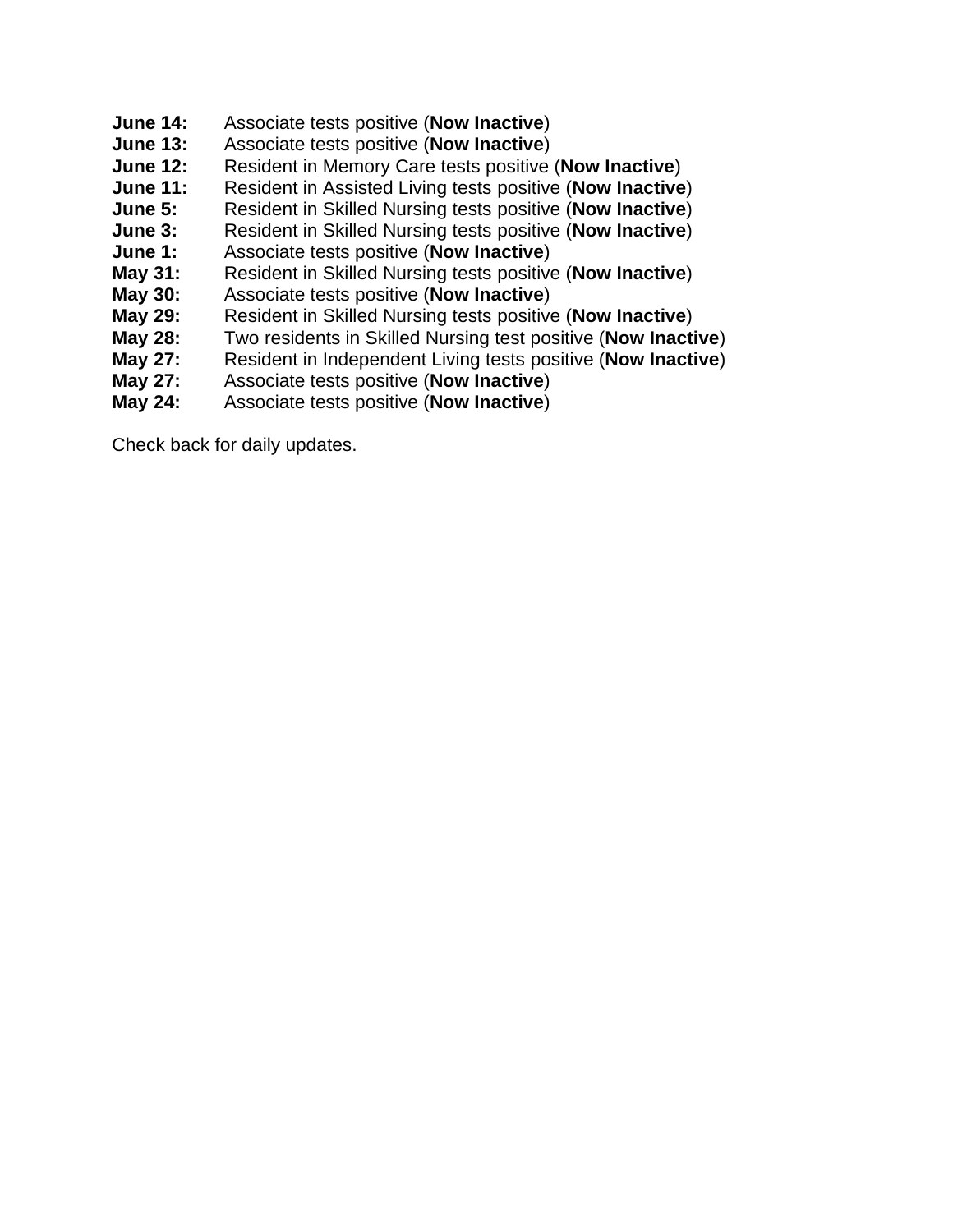**June 14:** Associate tests positive (**Now Inactive**)
**June 13:** Associate tests positive (**Now Inactive**)
**June 12:** Resident in Memory Care tests positive (**Now Inactive**)
**June 11:** Resident in Assisted Living tests positive (**Now Inactive**)
**June 5:** Resident in Skilled Nursing tests positive (**Now Inactive**)
**June 3:** Resident in Skilled Nursing tests positive (**Now Inactive**)
**June 1:** Associate tests positive (**Now Inactive**)
**May 31:** Resident in Skilled Nursing tests positive (**Now Inactive**)
**May 30:** Associate tests positive (**Now Inactive**)
**May 29:** Resident in Skilled Nursing tests positive (**Now Inactive**)
**May 28:** Two residents in Skilled Nursing test positive (**Now Inactive**)
**May 27:** Resident in Independent Living tests positive (**Now Inactive**)
**May 27:** Associate tests positive (**Now Inactive**)
**May 24:** Associate tests positive (**Now Inactive**)

Check back for daily updates.